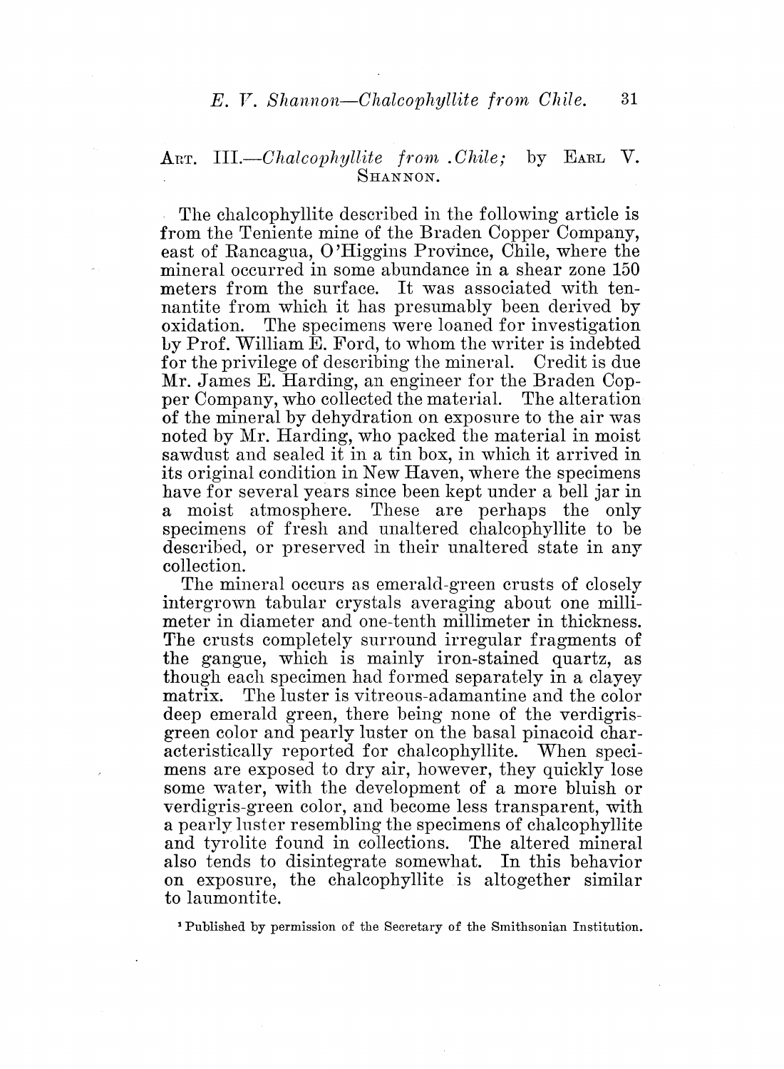## Art. III.—*Chalcophyllite from .Chile;* by Earl V. Shannon.

The chalcophyllite described in the following article is from the Teniente mine of the Braden Copper Company, east of Rancagua, O'Higgins Province, Chile, where the mineral occurred in some abundance in a shear zone 150 meters from the surface. It was associated with tennantite from which it has presumably been derived by oxidation. The specimens were loaned for investigation by Prof. William E. Ford, to whom the writer is indebted for the privilege of describing the mineral. Credit is due Mr. James E. Harding, an engineer for the Braden Copper Company, who collected the material. The alteration of the mineral by dehydration on exposure to the air was noted by Mr. Harding, who packed the material in moist sawdust and sealed it in a tin box, in which it arrived in its original condition in New Haven, where the specimens have for several years since been kept under a bell jar in a moist atmosphere. These are perhaps the only specimens of fresh and unaltered chalcophyllite to be described, or preserved in their unaltered state in any collection.

The mineral occurs as emerald-green crusts of closely intergrown tabular crystals averaging about one millimeter in diameter and one-tenth millimeter in thickness. The crusts completely surround irregular fragments of the gangue, which is mainly iron-stained quartz, as though each specimen had formed separately in a clayey matrix. The luster is vitreous-adamantine and the color deep emerald green, there being none of the verdigris-green color and pearly luster on the basal pinacoid characteristically reported for chalcophyllite. When specimens are exposed to dry air, however, they quickly lose some water, with the development of a more bluish or verdigris-green color, and become less transparent, with a pearly luster resembling the specimens of chalcophyllite and tyrolite found in collections. The altered mineral also tends to disintegrate somewhat. In this behavior on exposure, the chalcophyllite is altogether similar to laumontite.

[1] Published by permission of the Secretary of the Smithsonian Institution.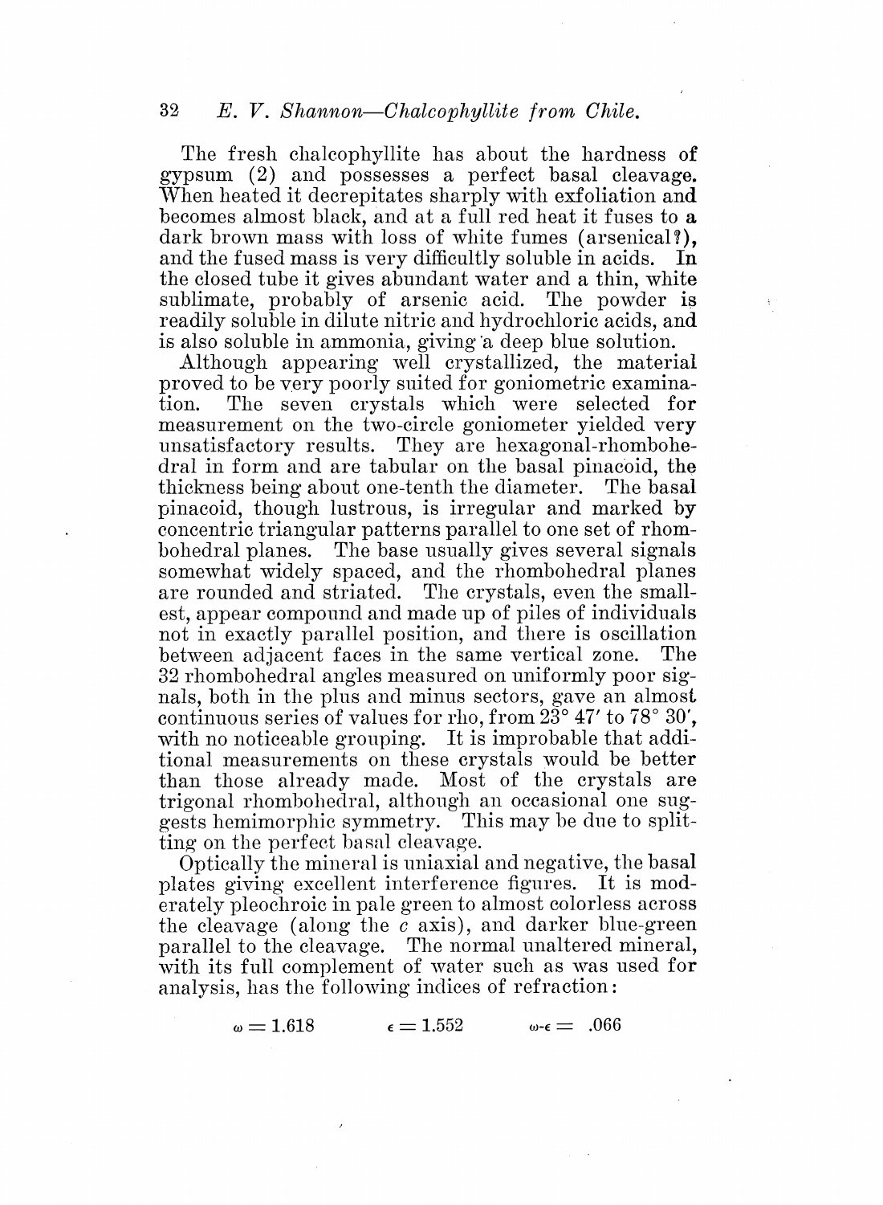The fresh chalcophyllite has about the hardness of gypsum (2) and possesses a perfect basal cleavage. When heated it decrepitates sharply with exfoliation and becomes almost black, and at a full red heat it fuses to a dark brown mass with loss of white fumes (arsenical?), and the fused mass is very difficultly soluble in acids. In the closed tube it gives abundant water and a thin, white sublimate, probably of arsenic acid. The powder is readily soluble in dilute nitric and hydrochloric acids, and is also soluble in ammonia, giving a deep blue solution.

Although appearing well crystallized, the material proved to be very poorly suited for goniometric examination. The seven crystals which were selected for measurement on the two-circle goniometer yielded very unsatisfactory results. They are hexagonal-rhombohedral in form and are tabular on the basal pinacoid, the thickness being about one-tenth the diameter. The basal pinacoid, though lustrous, is irregular and marked by concentric triangular patterns parallel to one set of rhombohedral planes. The base usually gives several signals somewhat widely spaced, and the rhombohedral planes are rounded and striated. The crystals, even the smallest, appear compound and made up of piles of individuals not in exactly parallel position, and there is oscillation between adjacent faces in the same vertical zone. The 32 rhombohedral angles measured on uniformly poor signals, both in the plus and minus sectors, gave an almost continuous series of values for rho, from 23° 47′ to 78° 30′, with no noticeable grouping. It is improbable that additional measurements on these crystals would be better than those already made. Most of the crystals are trigonal rhombohedral, although an occasional one suggests hemimorphic symmetry. This may be due to splitting on the perfect basal cleavage.

Optically the mineral is uniaxial and negative, the basal plates giving excellent interference figures. It is moderately pleochroic in pale green to almost colorless across the cleavage (along the $c$ axis), and darker blue-green parallel to the cleavage. The normal unaltered mineral, with its full complement of water such as was used for analysis, has the following indices of refraction:

$$\omega = 1.618 \qquad \epsilon = 1.552 \qquad \omega\text{-}\epsilon = .066$$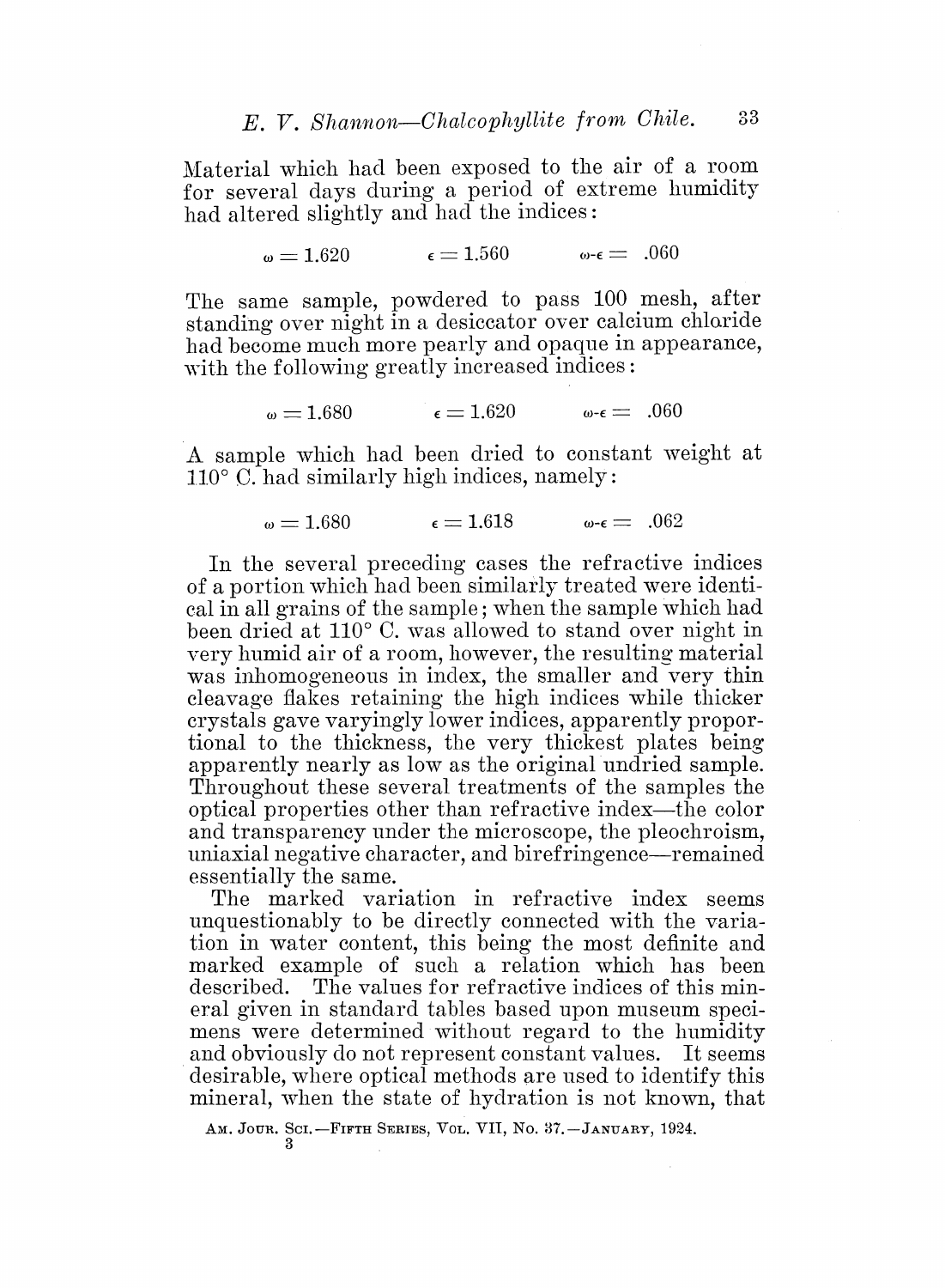Material which had been exposed to the air of a room for several days during a period of extreme humidity had altered slightly and had the indices:

$$\omega = 1.620 \qquad \epsilon = 1.560 \qquad \omega\text{-}\epsilon = .060$$

The same sample, powdered to pass 100 mesh, after standing over night in a desiccator over calcium chloride had become much more pearly and opaque in appearance, with the following greatly increased indices:

$$\omega = 1.680 \qquad \epsilon = 1.620 \qquad \omega\text{-}\epsilon = .060$$

A sample which had been dried to constant weight at 110° C. had similarly high indices, namely:

$$\omega = 1.680 \qquad \epsilon = 1.618 \qquad \omega\text{-}\epsilon = .062$$

In the several preceding cases the refractive indices of a portion which had been similarly treated were identical in all grains of the sample; when the sample which had been dried at 110° C. was allowed to stand over night in very humid air of a room, however, the resulting material was inhomogeneous in index, the smaller and very thin cleavage flakes retaining the high indices while thicker crystals gave varyingly lower indices, apparently proportional to the thickness, the very thickest plates being apparently nearly as low as the original undried sample. Throughout these several treatments of the samples the optical properties other than refractive index—the color and transparency under the microscope, the pleochroism, uniaxial negative character, and birefringence—remained essentially the same.

The marked variation in refractive index seems unquestionably to be directly connected with the variation in water content, this being the most definite and marked example of such a relation which has been described. The values for refractive indices of this mineral given in standard tables based upon museum specimens were determined without regard to the humidity and obviously do not represent constant values. It seems desirable, where optical methods are used to identify this mineral, when the state of hydration is not known, that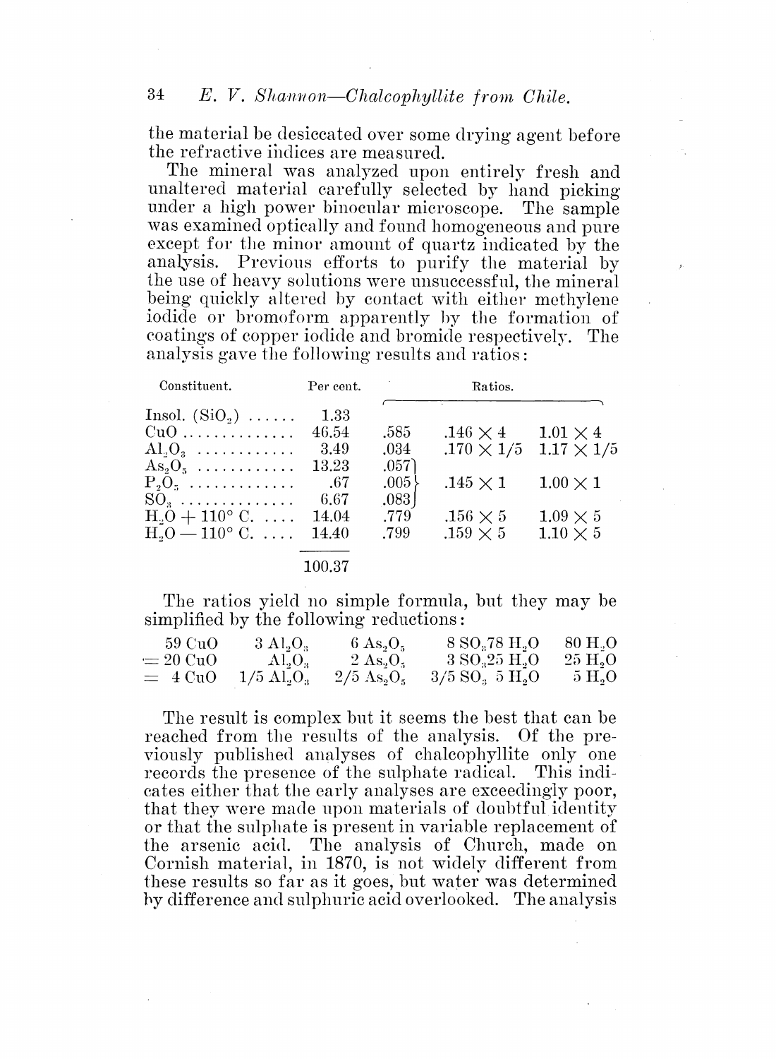the material be desiccated over some drying agent before the refractive indices are measured.

The mineral was analyzed upon entirely fresh and unaltered material carefully selected by hand picking under a high power binocular microscope. The sample was examined optically and found homogeneous and pure except for the minor amount of quartz indicated by the analysis. Previous efforts to purify the material by the use of heavy solutions were unsuccessful, the mineral being quickly altered by contact with either methylene iodide or bromoform apparently by the formation of coatings of copper iodide and bromide respectively. The analysis gave the following results and ratios:

| Constituent. | Per cent. | Ratios. | | |
|---|---|---|---|---|
| Insol. ($SiO_2$) | 1.33 | | | |
| $CuO$ | 46.54 | .585 | $.146 \times 4$ | $1.01 \times 4$ |
| $Al_2O_3$ | 3.49 | .034 | $.170 \times 1/5$ | $1.17 \times 1/5$ |
| $As_2O_5$ | 13.23 | .057 | | |
| $P_2O_5$ | .67 | .005 | $.145 \times 1$ | $1.00 \times 1$ |
| $SO_3$ | 6.67 | .083 | | |
| $H_2O + 110°$ C. | 14.04 | .779 | $.156 \times 5$ | $1.09 \times 5$ |
| $H_2O - 110°$ C. | 14.40 | .799 | $.159 \times 5$ | $1.10 \times 5$ |
| | 100.37 | | | |

The ratios yield no simple formula, but they may be simplified by the following reductions:

| | | | | |
|---|---|---|---|---|
| 59 $CuO$ | 3 $Al_2O_3$ | 6 $As_2O_5$ | 8 $SO_3$ 78 $H_2O$ | 80 $H_2O$ |
| = 20 $CuO$ | $Al_2O_3$ | 2 $As_2O_5$ | 3 $SO_3$ 25 $H_2O$ | 25 $H_2O$ |
| = 4 $CuO$ | 1/5 $Al_2O_3$ | 2/5 $As_2O_5$ | 3/5 $SO_3$ 5 $H_2O$ | 5 $H_2O$ |

The result is complex but it seems the best that can be reached from the results of the analysis. Of the previously published analyses of chalcophyllite only one records the presence of the sulphate radical. This indicates either that the early analyses are exceedingly poor, that they were made upon materials of doubtful identity or that the sulphate is present in variable replacement of the arsenic acid. The analysis of Church, made on Cornish material, in 1870, is not widely different from these results so far as it goes, but water was determined by difference and sulphuric acid overlooked. The analysis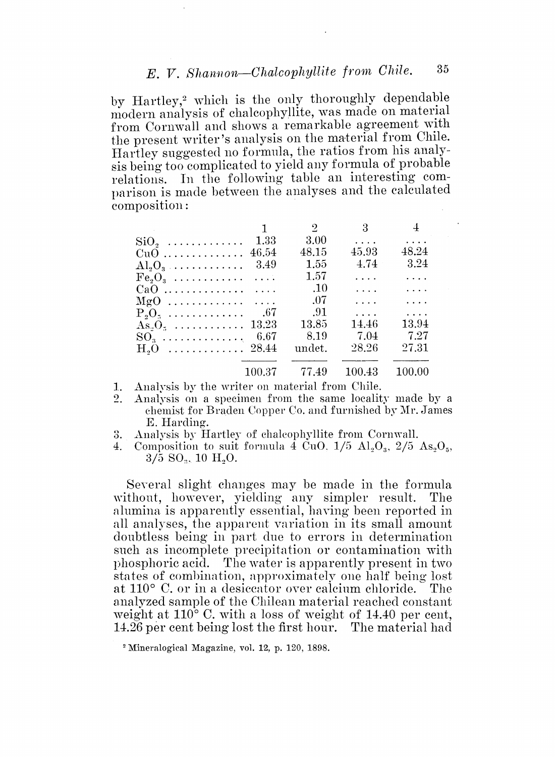by Hartley,[2] which is the only thoroughly dependable modern analysis of chalcophyllite, was made on material from Cornwall and shows a remarkable agreement with the present writer's analysis on the material from Chile. Hartley suggested no formula, the ratios from his analysis being too complicated to yield any formula of probable relations. In the following table an interesting comparison is made between the analyses and the calculated composition:

| | 1 | 2 | 3 | 4 |
|---|---|---|---|---|
| $SiO_2$ | 1.33 | 3.00 | .... | .... |
| $CuO$ | 46.54 | 48.15 | 45.93 | 48.24 |
| $Al_2O_3$ | 3.49 | 1.55 | 4.74 | 3.24 |
| $Fe_2O_3$ | .... | 1.57 | .... | .... |
| $CaO$ | .... | .10 | .... | .... |
| $MgO$ | .... | .07 | .... | .... |
| $P_2O_5$ | .67 | .91 | .... | .... |
| $As_2O_5$ | 13.23 | 13.85 | 14.46 | 13.94 |
| $SO_3$ | 6.67 | 8.19 | 7.04 | 7.27 |
| $H_2O$ | 28.44 | undet. | 28.26 | 27.31 |
| | 100.37 | 77.49 | 100.43 | 100.00 |

1. Analysis by the writer on material from Chile.
2. Analysis on a specimen from the same locality made by a chemist for Braden Copper Co. and furnished by Mr. James E. Harding.
3. Analysis by Hartley of chalcophyllite from Cornwall.
4. Composition to suit formula 4 $CuO$, 1/5 $Al_2O_3$, 2/5 $As_2O_5$, 3/5 $SO_3$, 10 $H_2O$.

Several slight changes may be made in the formula without, however, yielding any simpler result. The alumina is apparently essential, having been reported in all analyses, the apparent variation in its small amount doubtless being in part due to errors in determination such as incomplete precipitation or contamination with phosphoric acid. The water is apparently present in two states of combination, approximately one half being lost at 110° C. or in a desiccator over calcium chloride. The analyzed sample of the Chilean material reached constant weight at 110° C. with a loss of weight of 14.40 per cent, 14.26 per cent being lost the first hour. The material had

[2] Mineralogical Magazine, vol. 12, p. 120, 1898.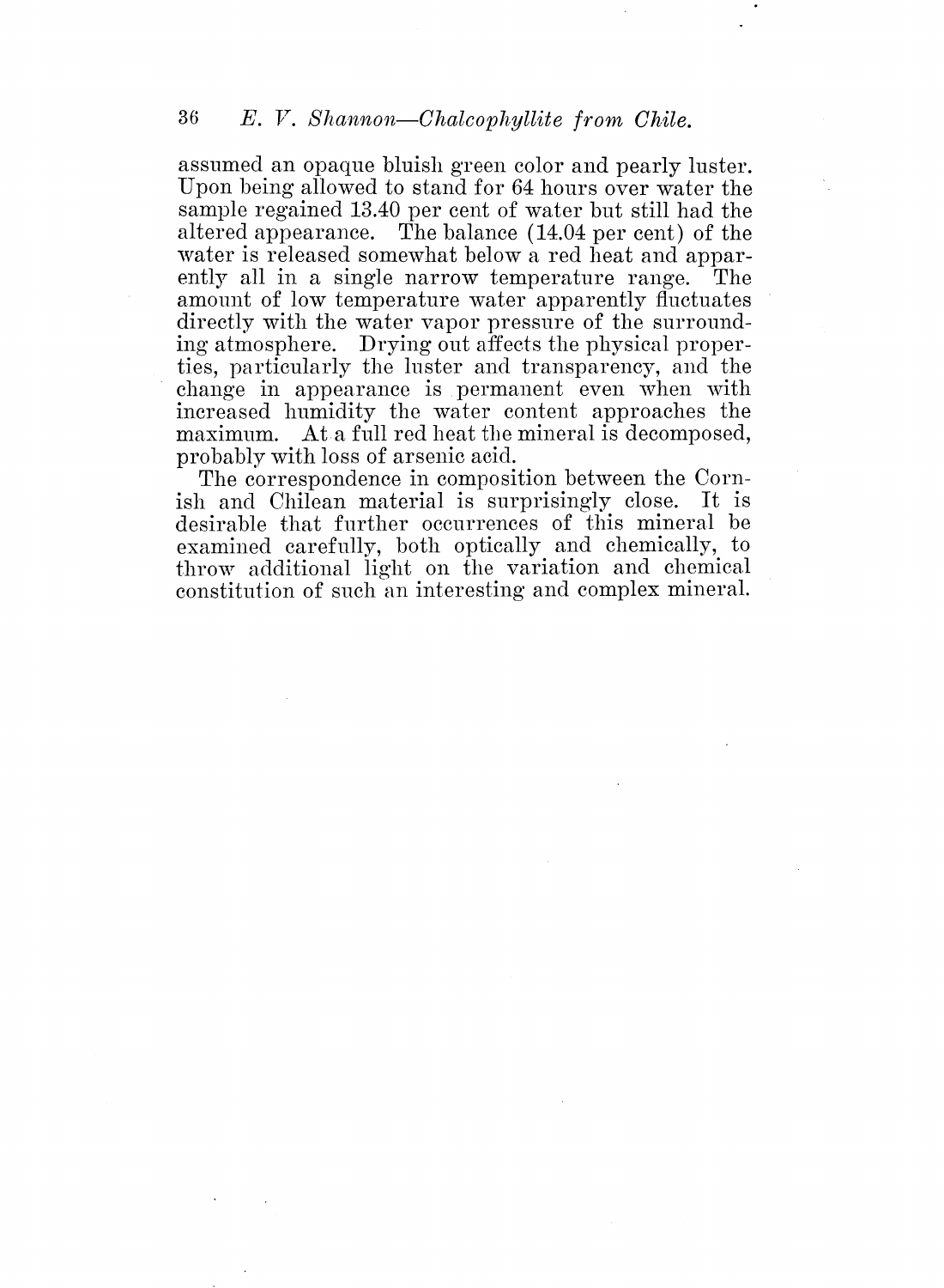assumed an opaque bluish green color and pearly luster. Upon being allowed to stand for 64 hours over water the sample regained 13.40 per cent of water but still had the altered appearance. The balance (14.04 per cent) of the water is released somewhat below a red heat and apparently all in a single narrow temperature range. The amount of low temperature water apparently fluctuates directly with the water vapor pressure of the surrounding atmosphere. Drying out affects the physical properties, particularly the luster and transparency, and the change in appearance is permanent even when with increased humidity the water content approaches the maximum. At a full red heat the mineral is decomposed, probably with loss of arsenic acid.

The correspondence in composition between the Cornish and Chilean material is surprisingly close. It is desirable that further occurrences of this mineral be examined carefully, both optically and chemically, to throw additional light on the variation and chemical constitution of such an interesting and complex mineral.